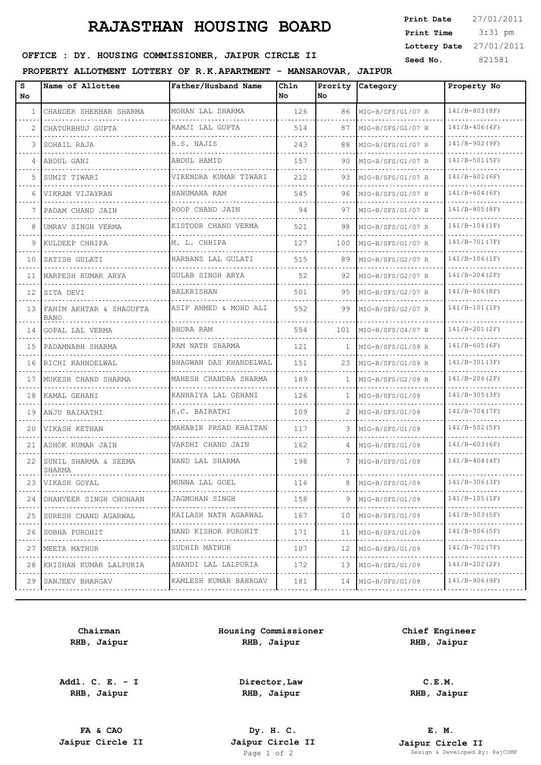# RAJASTHAN HOUSING BOARD

**Print Date** 27/01/2011
**Print Time** 3:31 pm
**Lottery Date** 27/01/2011
**Seed No.** 821581

**OFFICE : DY. HOUSING COMMISSIONER, JAIPUR CIRCLE II**

**PROPERTY ALLOTMENT LOTTERY OF R.K.APARTMENT - MANSAROVAR, JAIPUR**

| S No | Name of Allottee | Father/Husband Name | Chln No | Prority No | Category | Property No |
|---|---|---|---|---|---|---|
| 1 | CHANDER SHEKHAR SHARMA | MOHAN LAL SHARMA | 126 | 86 | MIG-B/SFS/G1/07 R | 141/B-803(8F) |
| 2 | CHATURBHUJ GUPTA | RAMJI LAL GUPTA | 514 | 87 | MIG-B/SFS/G1/07 R | 141/B-406(4F) |
| 3 | SOHAIL RAJA | B.S. NAJIS | 243 | 88 | MIG-B/SFS/G1/07 R | 141/B-902(9F) |
| 4 | ABDUL GANI | ABDUL HAMID | 157 | 90 | MIG-B/SFS/G1/07 R | 141/B-501(5F) |
| 5 | SUMIT TIWARI | VIRENDRA KUMAR TIWARI | 212 | 93 | MIG-B/SFS/G1/07 R | 141/B-601(6F) |
| 6 | VIKRAM VIJAYRAN | HANUMANA RAM | 545 | 96 | MIG-B/SFS/G1/07 R | 141/B-604(6F) |
| 7 | PADAM CHAND JAIN | ROOP CHAND JAIN | 94 | 97 | MIG-B/SFS/G1/07 R | 141/B-805(8F) |
| 8 | UMRAV SINGH VERMA | KISTOOR CHAND VERMA | 521 | 98 | MIG-B/SFS/G1/07 R | 141/B-104(1F) |
| 9 | KULDEEP CHHIPA | M. L. CHHIPA | 127 | 100 | MIG-B/SFS/G1/07 R | 141/B-701(7F) |
| 10 | SATISH GULATI | HARBANS LAL GULATI | 515 | 89 | MIG-B/SFS/G2/07 R | 141/B-106(1F) |
| 11 | NARPESH KUMAR ARYA | GULAB SINGH ARYA | 52 | 92 | MIG-B/SFS/G2/07 R | 141/B-204(2F) |
| 12 | SITA DEVI | BALKRISHAN | 501 | 95 | MIG-B/SFS/G2/07 R | 141/B-806(8F) |
| 13 | FAHIM AKHTAR & SHAGUFTA BANO | ASIF AHMED & MOHD ALI | 552 | 99 | MIG-B/SFS/G2/07 R | 141/B-101(1F) |
| 14 | GOPAL LAL VERMA | BHURA RAM | 554 | 101 | MIG-B/SFS/G4/07 R | 141/B-201(2F) |
| 15 | PADAMNABH SHARMA | RAM NATH SHARMA | 121 | 1 | MIG-B/SFS/G1/09 R | 141/B-605(6F) |
| 16 | RICHI KAHNDELWAL | BHAGWAN DAS KHANDELWAL | 151 | 23 | MIG-B/SFS/G1/09 R | 141/B-301(3F) |
| 17 | MUKESH CHAND SHARMA | MAHESH CHANDRA SHARMA | 189 | 1 | MIG-B/SFS/G2/09 R | 141/B-206(2F) |
| 18 | KAMAL GEHANI | KANHAIYA LAL GEHANI | 126 | 1 | MIG-B/SFS/G1/09 | 141/B-305(3F) |
| 19 | ANJU BAIRATHI | R.C. BAIRATHI | 109 | 2 | MIG-B/SFS/G1/09 | 141/B-704(7F) |
| 20 | VIKASH KETHAN | MAHABIR PRSAD KHAITAN | 117 | 3 | MIG-B/SFS/G1/09 | 141/B-502(5F) |
| 21 | ASHOK KUMAR JAIN | VARDHI CHAND JAIN | 162 | 4 | MIG-B/SFS/G1/09 | 141/B-603(6F) |
| 22 | SUNIL SHARMA & SEEMA SHARMA | NAND LAL SHARMA | 198 | 7 | MIG-B/SFS/G1/09 | 141/B-404(4F) |
| 23 | VIKASH GOYAL | MUNNA LAL GOEL | 116 | 8 | MIG-B/SFS/G1/09 | 141/B-306(3F) |
| 24 | DHANVEER SINGH CHOHAAN | JAGMOHAN SINGH | 158 | 9 | MIG-B/SFS/G1/09 | 141/B-105(1F) |
| 25 | SURESH CHAND AGARWAL | KAILASH NATH AGARWAL | 167 | 10 | MIG-B/SFS/G1/09 | 141/B-503(5F) |
| 26 | SOBHA PUROHIT | NAND KISHOR PUROHIT | 171 | 11 | MIG-B/SFS/G1/09 | 141/B-506(5F) |
| 27 | MEETA MATHUR | SUDHIR MATHUR | 107 | 12 | MIG-B/SFS/G1/09 | 141/B-702(7F) |
| 28 | KRISHAN KUMAR LALPURIA | ANANDI LAL LALPURIA | 172 | 13 | MIG-B/SFS/G1/09 | 141/B-202(2F) |
| 29 | SANJEEV BHARGAV | KAMLESH KUMAR BAHRGAV | 181 | 14 | MIG-B/SFS/G1/09 | 141/B-906(9F) |

| | | |
|---|---|---|
| **Chairman**<br>**RHB, Jaipur** | **Housing Commissioner**<br>**RHB, Jaipur** | **Chief Engineer**<br>**RHB, Jaipur** |
| **Addl. C. E. - I**<br>**RHB, Jaipur** | **Director,Law**<br>**RHB, Jaipur** | **C.E.M.**<br>**RHB, Jaipur** |
| **FA & CAO**<br>**Jaipur Circle II** | **Dy. H. C.**<br>**Jaipur Circle II** | **E. M.**<br>**Jaipur Circle II** |

Design & Developed By: RajCOMP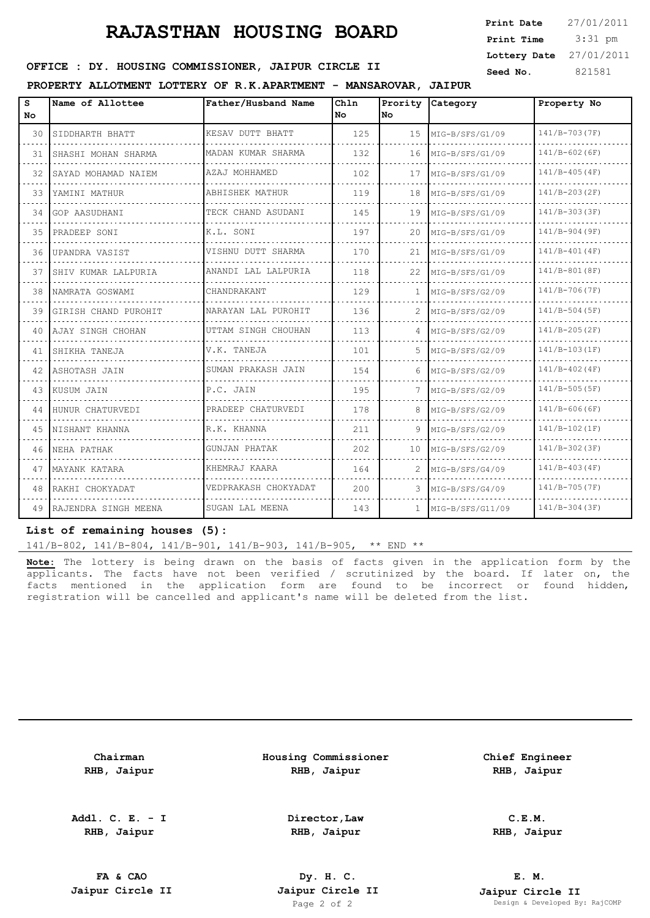# RAJASTHAN HOUSING BOARD

**Print Date** 27/01/2011
**Print Time** 3:31 pm
**Lottery Date** 27/01/2011
**Seed No.** 821581

**OFFICE : DY. HOUSING COMMISSIONER, JAIPUR CIRCLE II**

**PROPERTY ALLOTMENT LOTTERY OF R.K.APARTMENT - MANSAROVAR, JAIPUR**

| S No | Name of Allottee | Father/Husband Name | Chln No | Prority No | Category | Property No |
|---|---|---|---|---|---|---|
| 30 | SIDDHARTH BHATT | KESAV DUTT BHATT | 125 | 15 | MIG-B/SFS/G1/09 | 141/B-703(7F) |
| 31 | SHASHI MOHAN SHARMA | MADAN KUMAR SHARMA | 132 | 16 | MIG-B/SFS/G1/09 | 141/B-602(6F) |
| 32 | SAYAD MOHAMAD NAIEM | AZAJ MOHHAMED | 102 | 17 | MIG-B/SFS/G1/09 | 141/B-405(4F) |
| 33 | YAMINI MATHUR | ABHISHEK MATHUR | 119 | 18 | MIG-B/SFS/G1/09 | 141/B-203(2F) |
| 34 | GOP AASUDHANI | TECK CHAND ASUDANI | 145 | 19 | MIG-B/SFS/G1/09 | 141/B-303(3F) |
| 35 | PRADEEP SONI | K.L. SONI | 197 | 20 | MIG-B/SFS/G1/09 | 141/B-904(9F) |
| 36 | UPANDRA VASIST | VISHNU DUTT SHARMA | 170 | 21 | MIG-B/SFS/G1/09 | 141/B-401(4F) |
| 37 | SHIV KUMAR LALPURIA | ANANDI LAL LALPURIA | 118 | 22 | MIG-B/SFS/G1/09 | 141/B-801(8F) |
| 38 | NAMRATA GOSWAMI | CHANDRAKANT | 129 | 1 | MIG-B/SFS/G2/09 | 141/B-706(7F) |
| 39 | GIRISH CHAND PUROHIT | NARAYAN LAL PUROHIT | 136 | 2 | MIG-B/SFS/G2/09 | 141/B-504(5F) |
| 40 | AJAY SINGH CHOHAN | UTTAM SINGH CHOUHAN | 113 | 4 | MIG-B/SFS/G2/09 | 141/B-205(2F) |
| 41 | SHIKHA TANEJA | V.K. TANEJA | 101 | 5 | MIG-B/SFS/G2/09 | 141/B-103(1F) |
| 42 | ASHOTASH JAIN | SUMAN PRAKASH JAIN | 154 | 6 | MIG-B/SFS/G2/09 | 141/B-402(4F) |
| 43 | KUSUM JAIN | P.C. JAIN | 195 | 7 | MIG-B/SFS/G2/09 | 141/B-505(5F) |
| 44 | HUNUR CHATURVEDI | PRADEEP CHATURVEDI | 178 | 8 | MIG-B/SFS/G2/09 | 141/B-606(6F) |
| 45 | NISHANT KHANNA | R.K. KHANNA | 211 | 9 | MIG-B/SFS/G2/09 | 141/B-102(1F) |
| 46 | NEHA PATHAK | GUNJAN PHATAK | 202 | 10 | MIG-B/SFS/G2/09 | 141/B-302(3F) |
| 47 | MAYANK KATARA | KHEMRAJ KAARA | 164 | 2 | MIG-B/SFS/G4/09 | 141/B-403(4F) |
| 48 | RAKHI CHOKYADAT | VEDPRAKASH CHOKYADAT | 200 | 3 | MIG-B/SFS/G4/09 | 141/B-705(7F) |
| 49 | RAJENDRA SINGH MEENA | SUGAN LAL MEENA | 143 | 1 | MIG-B/SFS/G11/09 | 141/B-304(3F) |

**List of remaining houses (5):**

141/B-802, 141/B-804, 141/B-901, 141/B-903, 141/B-905, ** END **

**Note:** The lottery is being drawn on the basis of facts given in the application form by the applicants. The facts have not been verified / scrutinized by the board. If later on, the facts mentioned in the application form are found to be incorrect or found hidden, registration will be cancelled and applicant's name will be deleted from the list.

| | | |
|---|---|---|
| **Chairman**<br>**RHB, Jaipur** | **Housing Commissioner**<br>**RHB, Jaipur** | **Chief Engineer**<br>**RHB, Jaipur** |
| **Addl. C. E. - I**<br>**RHB, Jaipur** | **Director,Law**<br>**RHB, Jaipur** | **C.E.M.**<br>**RHB, Jaipur** |
| **FA & CAO**<br>**Jaipur Circle II** | **Dy. H. C.**<br>**Jaipur Circle II** | **E. M.**<br>**Jaipur Circle II** |

Design & Developed By: RajCOMP